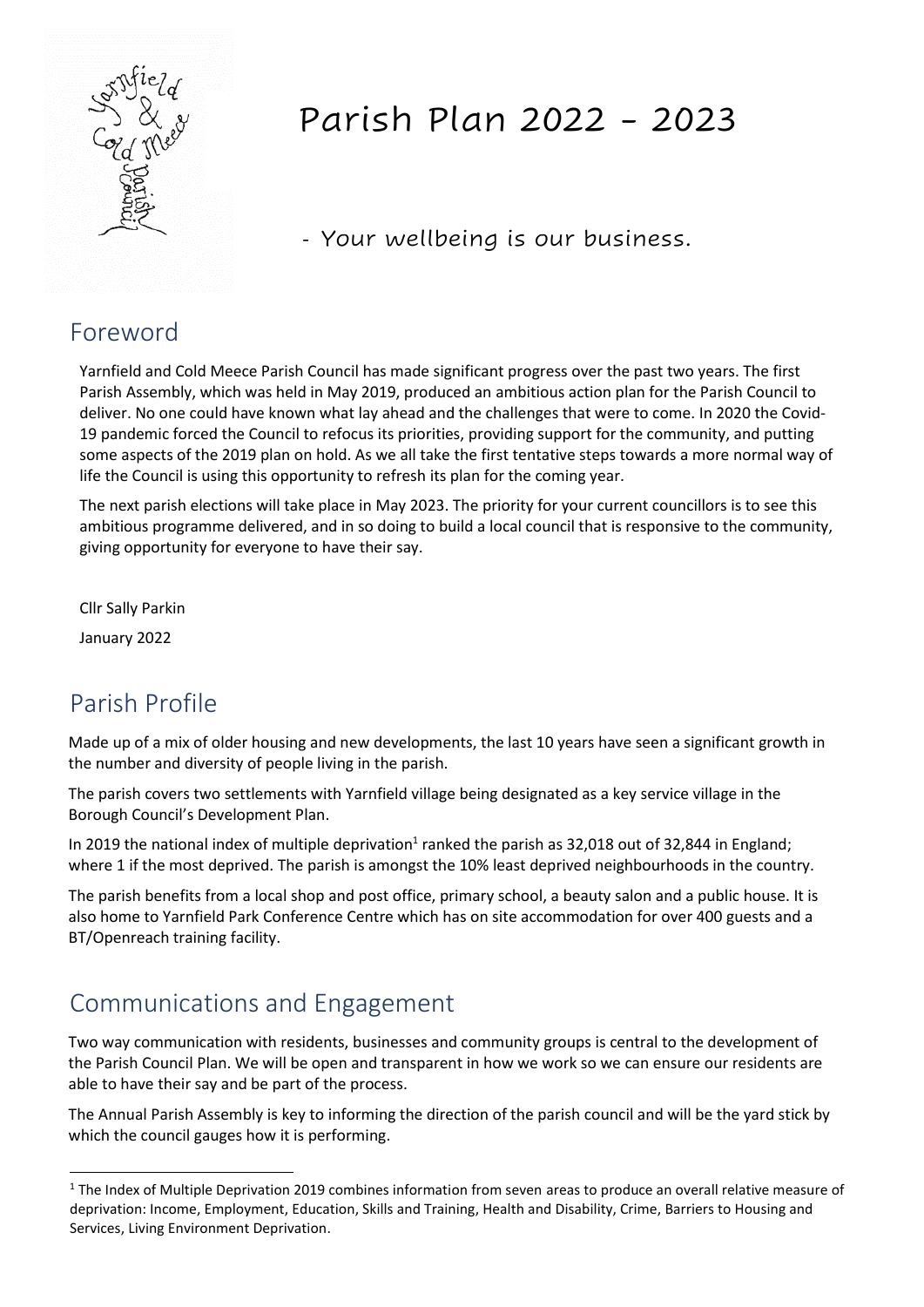# Parish Plan 2022 - 2023

- Your wellbeing is our business.

## Foreword

Yarnfield and Cold Meece Parish Council has made significant progress over the past two years. The first Parish Assembly, which was held in May 2019, produced an ambitious action plan for the Parish Council to deliver. No one could have known what lay ahead and the challenges that were to come. In 2020 the Covid-19 pandemic forced the Council to refocus its priorities, providing support for the community, and putting some aspects of the 2019 plan on hold. As we all take the first tentative steps towards a more normal way of life the Council is using this opportunity to refresh its plan for the coming year.

The next parish elections will take place in May 2023. The priority for your current councillors is to see this ambitious programme delivered, and in so doing to build a local council that is responsive to the community, giving opportunity for everyone to have their say.

Cllr Sally Parkin

January 2022

## Parish Profile

Made up of a mix of older housing and new developments, the last 10 years have seen a significant growth in the number and diversity of people living in the parish.

The parish covers two settlements with Yarnfield village being designated as a key service village in the Borough Council's Development Plan.

In 2019 the national index of multiple deprivation[1] ranked the parish as 32,018 out of 32,844 in England; where 1 if the most deprived. The parish is amongst the 10% least deprived neighbourhoods in the country.

The parish benefits from a local shop and post office, primary school, a beauty salon and a public house. It is also home to Yarnfield Park Conference Centre which has on site accommodation for over 400 guests and a BT/Openreach training facility.

## Communications and Engagement

Two way communication with residents, businesses and community groups is central to the development of the Parish Council Plan. We will be open and transparent in how we work so we can ensure our residents are able to have their say and be part of the process.

The Annual Parish Assembly is key to informing the direction of the parish council and will be the yard stick by which the council gauges how it is performing.

---

[1] The Index of Multiple Deprivation 2019 combines information from seven areas to produce an overall relative measure of deprivation: Income, Employment, Education, Skills and Training, Health and Disability, Crime, Barriers to Housing and Services, Living Environment Deprivation.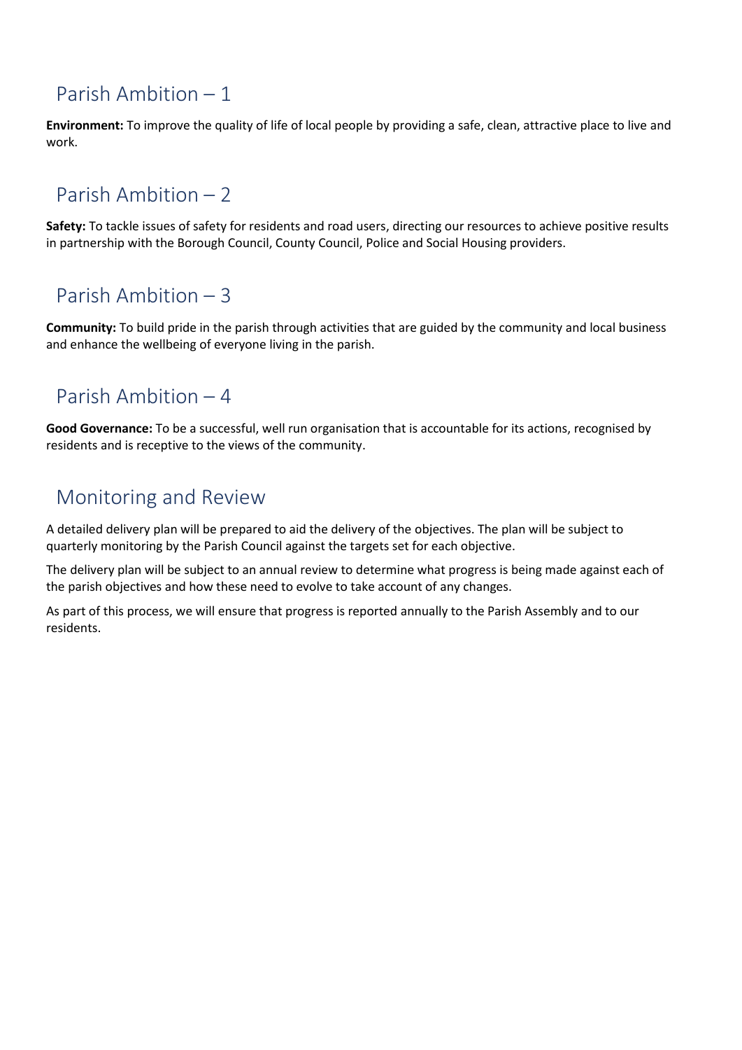## Parish Ambition – 1

**Environment:** To improve the quality of life of local people by providing a safe, clean, attractive place to live and work.

## Parish Ambition – 2

**Safety:** To tackle issues of safety for residents and road users, directing our resources to achieve positive results in partnership with the Borough Council, County Council, Police and Social Housing providers.

## Parish Ambition – 3

**Community:** To build pride in the parish through activities that are guided by the community and local business and enhance the wellbeing of everyone living in the parish.

## Parish Ambition – 4

**Good Governance:** To be a successful, well run organisation that is accountable for its actions, recognised by residents and is receptive to the views of the community.

## Monitoring and Review

A detailed delivery plan will be prepared to aid the delivery of the objectives. The plan will be subject to quarterly monitoring by the Parish Council against the targets set for each objective.

The delivery plan will be subject to an annual review to determine what progress is being made against each of the parish objectives and how these need to evolve to take account of any changes.

As part of this process, we will ensure that progress is reported annually to the Parish Assembly and to our residents.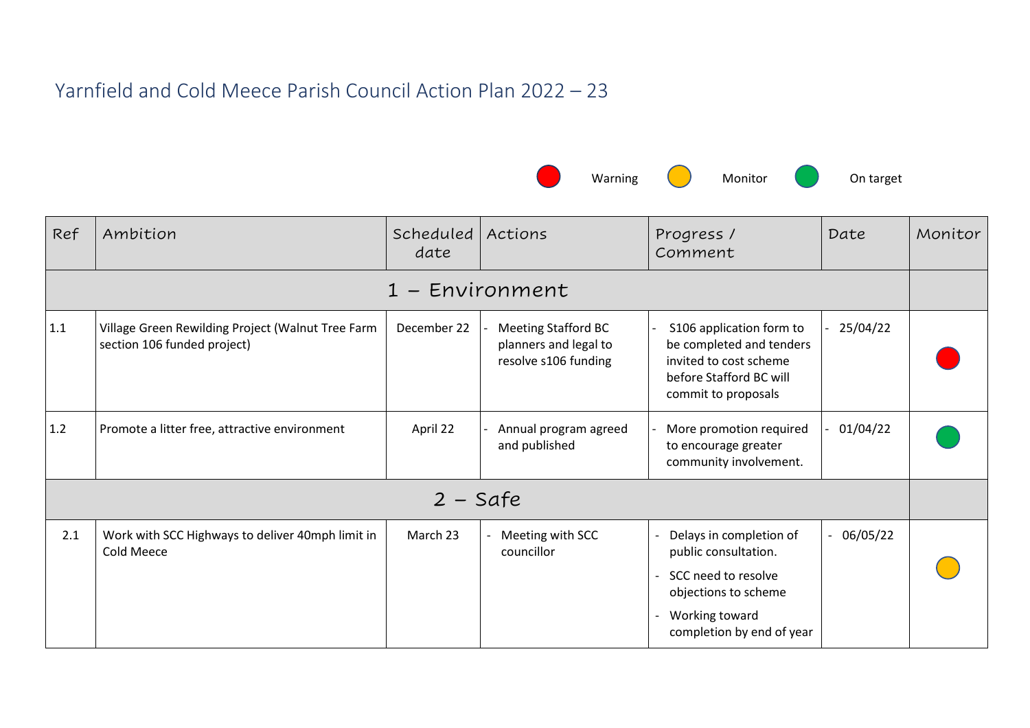# Yarnfield and Cold Meece Parish Council Action Plan 2022 – 23

Warning (Red) | Monitor (Amber) | On target (Green)

| Ref | Ambition | Scheduled date | Actions | Progress / Comment | Date | Monitor |
|---|---|---|---|---|---|---|
| **1 – Environment** | | | | | | |
| 1.1 | Village Green Rewilding Project (Walnut Tree Farm section 106 funded project) | December 22 | - Meeting Stafford BC planners and legal to resolve s106 funding | - S106 application form to be completed and tenders invited to cost scheme before Stafford BC will commit to proposals | - 25/04/22 | Red |
| 1.2 | Promote a litter free, attractive environment | April 22 | - Annual program agreed and published | - More promotion required to encourage greater community involvement. | - 01/04/22 | Green |
| **2 – Safe** | | | | | | |
| 2.1 | Work with SCC Highways to deliver 40mph limit in Cold Meece | March 23 | - Meeting with SCC councillor | - Delays in completion of public consultation.<br>- SCC need to resolve objections to scheme<br>- Working toward completion by end of year | - 06/05/22 | Amber |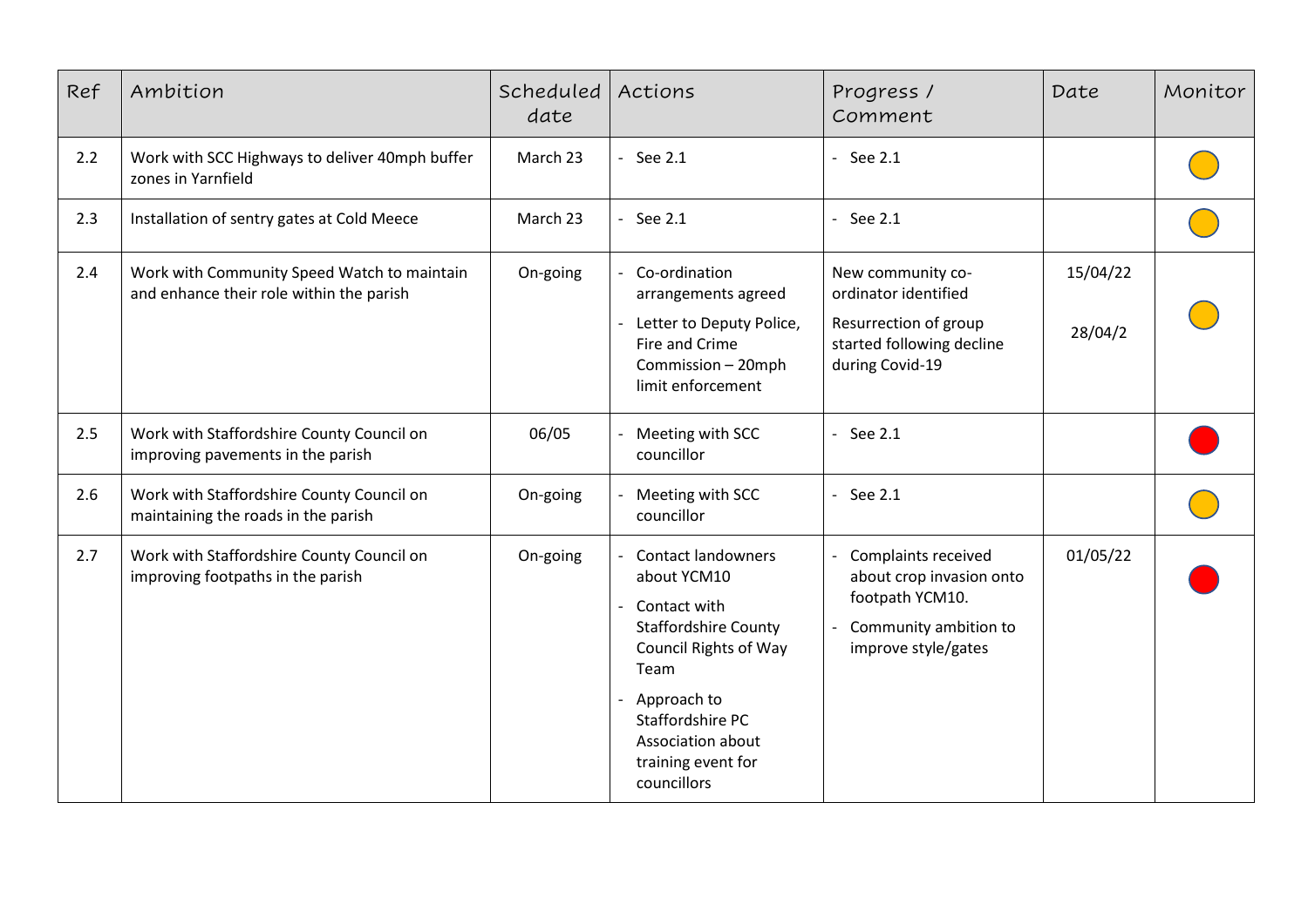| Ref | Ambition | Scheduled date | Actions | Progress / Comment | Date | Monitor |
|---|---|---|---|---|---|---|
| 2.2 | Work with SCC Highways to deliver 40mph buffer zones in Yarnfield | March 23 | - See 2.1 | - See 2.1 | | |
| 2.3 | Installation of sentry gates at Cold Meece | March 23 | - See 2.1 | - See 2.1 | | |
| 2.4 | Work with Community Speed Watch to maintain and enhance their role within the parish | On-going | - Co-ordination arrangements agreed<br>- Letter to Deputy Police, Fire and Crime Commission – 20mph limit enforcement | New community co-ordinator identified<br>Resurrection of group started following decline during Covid-19 | 15/04/22<br>28/04/2 | |
| 2.5 | Work with Staffordshire County Council on improving pavements in the parish | 06/05 | - Meeting with SCC councillor | - See 2.1 | | |
| 2.6 | Work with Staffordshire County Council on maintaining the roads in the parish | On-going | - Meeting with SCC councillor | - See 2.1 | | |
| 2.7 | Work with Staffordshire County Council on improving footpaths in the parish | On-going | - Contact landowners about YCM10<br>- Contact with Staffordshire County Council Rights of Way Team<br>- Approach to Staffordshire PC Association about training event for councillors | - Complaints received about crop invasion onto footpath YCM10.<br>- Community ambition to improve style/gates | 01/05/22 | |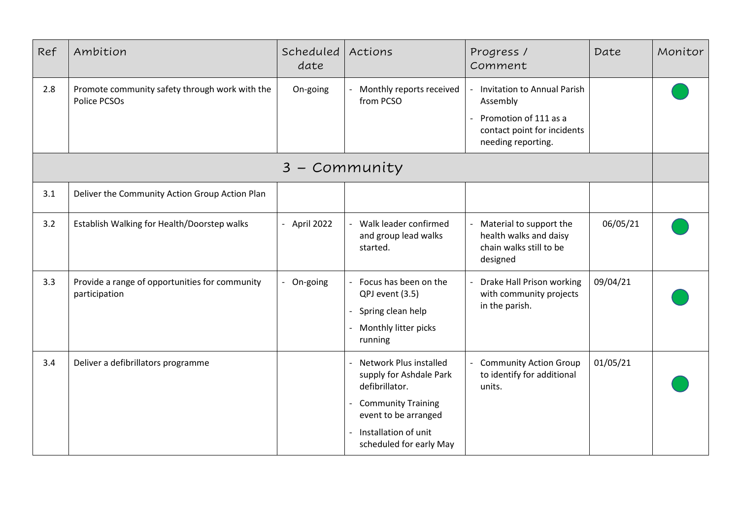| Ref | Ambition | Scheduled date | Actions | Progress / Comment | Date | Monitor |
|---|---|---|---|---|---|---|
| 2.8 | Promote community safety through work with the Police PCSOs | On-going | - Monthly reports received from PCSO | - Invitation to Annual Parish Assembly<br>- Promotion of 111 as a contact point for incidents needing reporting. | | ● |
| **3 – Community** | | | | | | |
| 3.1 | Deliver the Community Action Group Action Plan | | | | | |
| 3.2 | Establish Walking for Health/Doorstep walks | - April 2022 | - Walk leader confirmed and group lead walks started. | - Material to support the health walks and daisy chain walks still to be designed | 06/05/21 | ● |
| 3.3 | Provide a range of opportunities for community participation | - On-going | - Focus has been on the QPJ event (3.5)<br>- Spring clean help<br>- Monthly litter picks running | - Drake Hall Prison working with community projects in the parish. | 09/04/21 | ● |
| 3.4 | Deliver a defibrillators programme | | - Network Plus installed supply for Ashdale Park defibrillator.<br>- Community Training event to be arranged<br>- Installation of unit scheduled for early May | - Community Action Group to identify for additional units. | 01/05/21 | ● |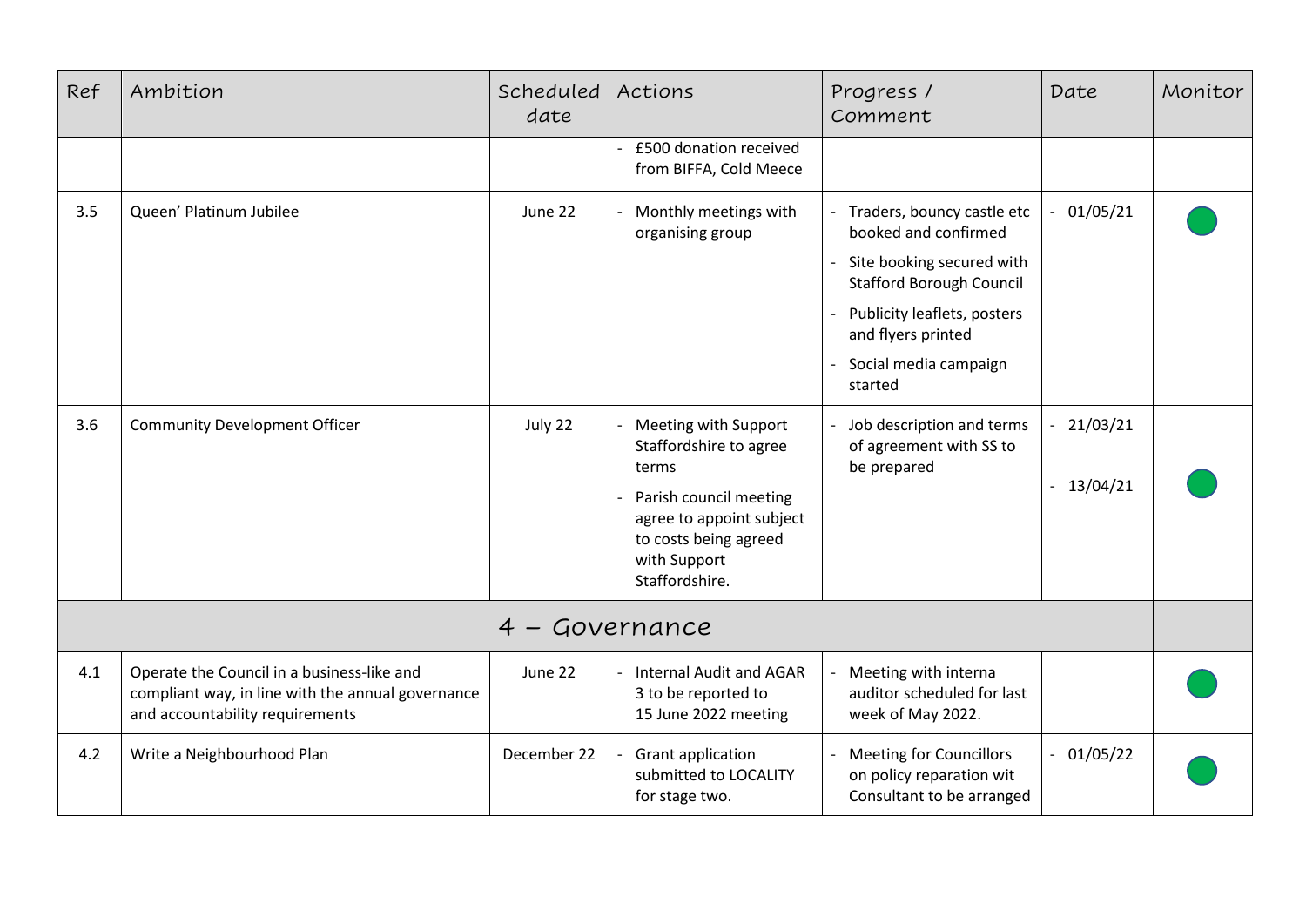| Ref | Ambition | Scheduled date | Actions | Progress / Comment | Date | Monitor |
|---|---|---|---|---|---|---|
| | | | - £500 donation received from BIFFA, Cold Meece | | | |
| 3.5 | Queen' Platinum Jubilee | June 22 | - Monthly meetings with organising group | - Traders, bouncy castle etc booked and confirmed<br>- Site booking secured with Stafford Borough Council<br>- Publicity leaflets, posters and flyers printed<br>- Social media campaign started | - 01/05/21 | 🟢 |
| 3.6 | Community Development Officer | July 22 | - Meeting with Support Staffordshire to agree terms<br>- Parish council meeting agree to appoint subject to costs being agreed with Support Staffordshire. | - Job description and terms of agreement with SS to be prepared | - 21/03/21<br>- 13/04/21 | 🟢 |
| | | | 4 – Governance | | | |
| 4.1 | Operate the Council in a business-like and compliant way, in line with the annual governance and accountability requirements | June 22 | - Internal Audit and AGAR 3 to be reported to 15 June 2022 meeting | - Meeting with interna auditor scheduled for last week of May 2022. | | 🟢 |
| 4.2 | Write a Neighbourhood Plan | December 22 | - Grant application submitted to LOCALITY for stage two. | - Meeting for Councillors on policy reparation wit Consultant to be arranged | - 01/05/22 | 🟢 |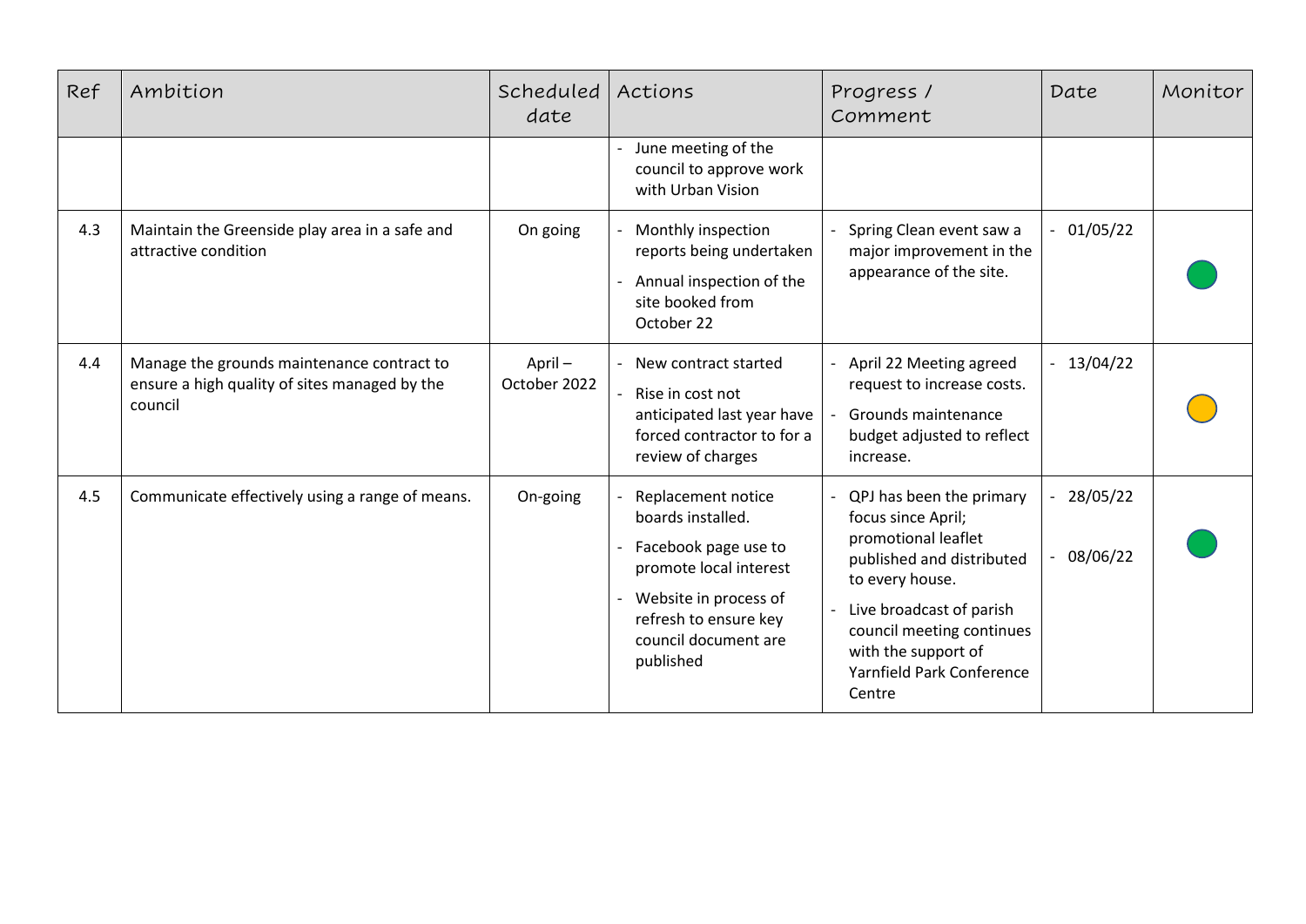| Ref | Ambition | Scheduled date | Actions | Progress / Comment | Date | Monitor |
|---|---|---|---|---|---|---|
| | | | - June meeting of the council to approve work with Urban Vision | | | |
| 4.3 | Maintain the Greenside play area in a safe and attractive condition | On going | - Monthly inspection reports being undertaken<br>- Annual inspection of the site booked from October 22 | - Spring Clean event saw a major improvement in the appearance of the site. | - 01/05/22 | Green |
| 4.4 | Manage the grounds maintenance contract to ensure a high quality of sites managed by the council | April – October 2022 | - New contract started<br>- Rise in cost not anticipated last year have forced contractor to for a review of charges | - April 22 Meeting agreed request to increase costs.<br>- Grounds maintenance budget adjusted to reflect increase. | - 13/04/22 | Amber |
| 4.5 | Communicate effectively using a range of means. | On-going | - Replacement notice boards installed.<br>- Facebook page use to promote local interest<br>- Website in process of refresh to ensure key council document are published | - QPJ has been the primary focus since April; promotional leaflet published and distributed to every house.<br>- Live broadcast of parish council meeting continues with the support of Yarnfield Park Conference Centre | - 28/05/22<br>- 08/06/22 | Green |